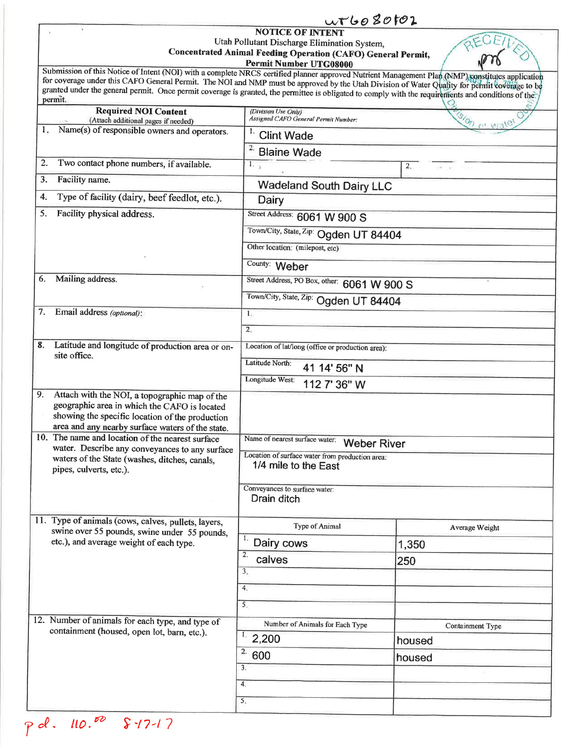UTG080102

# NOTICE OF INTENT

Utah Pollutant Discharge Elimination System,
**Concentrated Animal Feeding Operation (CAFO) General Permit,**
**Permit Number UTG08000**

RECEIVED AUG 1 6 2017 Division of Water Quality

Submission of this Notice of Intent (NOI) with a complete NRCS certified planner approved Nutrient Management Plan (NMP) constitutes application for coverage under this CAFO General Permit. The NOI and NMP must be approved by the Utah Division of Water Quality for permit coverage to be granted under the general permit. Once permit coverage is granted, the permittee is obligated to comply with the requirements and conditions of the permit.

| **Required NOI Content** (Attach additional pages if needed) | *(Division Use Only)* *Assigned CAFO General Permit Number:* | |
|---|---|---|
| 1. Name(s) of responsible owners and operators. | 1. Clint Wade | |
| | 2. Blaine Wade | |
| 2. Two contact phone numbers, if available. | 1. | 2. |
| 3. Facility name. | Wadeland South Dairy LLC | |
| 4. Type of facility (dairy, beef feedlot, etc.). | Dairy | |
| 5. Facility physical address. | Street Address: 6061 W 900 S | |
| | Town/City, State, Zip: Ogden UT 84404 | |
| | Other location: (milepost, etc) | |
| | County: Weber | |
| 6. Mailing address. | Street Address, PO Box, other: 6061 W 900 S | |
| | Town/City, State, Zip: Ogden UT 84404 | |
| 7. Email address *(optional)*: | 1. | |
| | 2. | |
| 8. Latitude and longitude of production area or on-site office. | Location of lat/long (office or production area): | |
| | Latitude North: 41 14' 56" N | |
| | Longitude West: 112 7' 36" W | |
| 9. Attach with the NOI, a topographic map of the geographic area in which the CAFO is located showing the specific location of the production area and any nearby surface waters of the state. | | |
| 10. The name and location of the nearest surface water. Describe any conveyances to any surface waters of the State (washes, ditches, canals, pipes, culverts, etc.). | Name of nearest surface water: Weber River | |
| | Location of surface water from production area: 1/4 mile to the East | |
| | Conveyances to surface water: Drain ditch | |
| 11. Type of animals (cows, calves, pullets, layers, swine over 55 pounds, swine under 55 pounds, etc.), and average weight of each type. | Type of Animal | Average Weight |
| | 1. Dairy cows | 1,350 |
| | 2. calves | 250 |
| | 3. | |
| | 4. | |
| | 5. | |
| 12. Number of animals for each type, and type of containment (housed, open lot, barn, etc.). | Number of Animals for Each Type | Containment Type |
| | 1. 2,200 | housed |
| | 2. 600 | housed |
| | 3. | |
| | 4. | |
| | 5. | |

pd. 110.00 8-17-17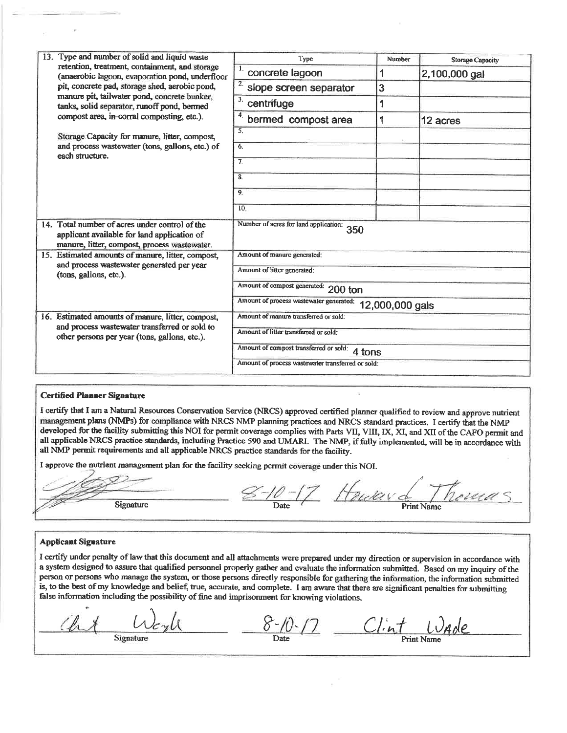| | | | |
|---|---|---|---|
| 13. Type and number of solid and liquid waste retention, treatment, containment, and storage (anaerobic lagoon, evaporation pond, underfloor pit, concrete pad, storage shed, aerobic pond, manure pit, tailwater pond, concrete bunker, tanks, solid separator, runoff pond, bermed compost area, in-corral composting, etc.). Storage Capacity for manure, litter, compost, and process wastewater (tons, gallons, etc.) of each structure. | **Type** | **Number** | **Storage Capacity** |
| | 1. concrete lagoon | 1 | 2,100,000 gal |
| | 2. slope screen separator | 3 | |
| | 3. centrifuge | 1 | |
| | 4. bermed compost area | 1 | 12 acres |
| | 5. | | |
| | 6. | | |
| | 7. | | |
| | 8. | | |
| | 9. | | |
| | 10. | | |
| 14. Total number of acres under control of the applicant available for land application of manure, litter, compost, process wastewater. | Number of acres for land application: 350 | | |
| 15. Estimated amounts of manure, litter, compost, and process wastewater generated per year (tons, gallons, etc.). | Amount of manure generated: | | |
| | Amount of litter generated: | | |
| | Amount of compost generated: 200 ton | | |
| | Amount of process wastewater generated: 12,000,000 gals | | |
| 16. Estimated amounts of manure, litter, compost, and process wastewater transferred or sold to other persons per year (tons, gallons, etc.). | Amount of manure transferred or sold: | | |
| | Amount of litter transferred or sold: | | |
| | Amount of compost transferred or sold: 4 tons | | |
| | Amount of process wastewater transferred or sold: | | |

**Certified Planner Signature**

I certify that I am a Natural Resources Conservation Service (NRCS) approved certified planner qualified to review and approve nutrient management plans (NMPs) for compliance with NRCS NMP planning practices and NRCS standard practices. I certify that the NMP developed for the facility submitting this NOI for permit coverage complies with Parts VII, VIII, IX, XI, and XII of the CAFO permit and all applicable NRCS practice standards, including Practice 590 and UMARI. The NMP, if fully implemented, will be in accordance with all NMP permit requirements and all applicable NRCS practice standards for the facility.

I approve the nutrient management plan for the facility seeking permit coverage under this NOI.

| Signature | Date | Print Name |
|---|---|---|
| [signature] | 8-10-17 | Howard Thomas |

**Applicant Signature**

I certify under penalty of law that this document and all attachments were prepared under my direction or supervision in accordance with a system designed to assure that qualified personnel properly gather and evaluate the information submitted. Based on my inquiry of the person or persons who manage the system, or those persons directly responsible for gathering the information, the information submitted is, to the best of my knowledge and belief, true, accurate, and complete. I am aware that there are significant penalties for submitting false information including the possibility of fine and imprisonment for knowing violations.

| Signature | Date | Print Name |
|---|---|---|
| Clint Wade | 8-10-17 | Clint WAde |